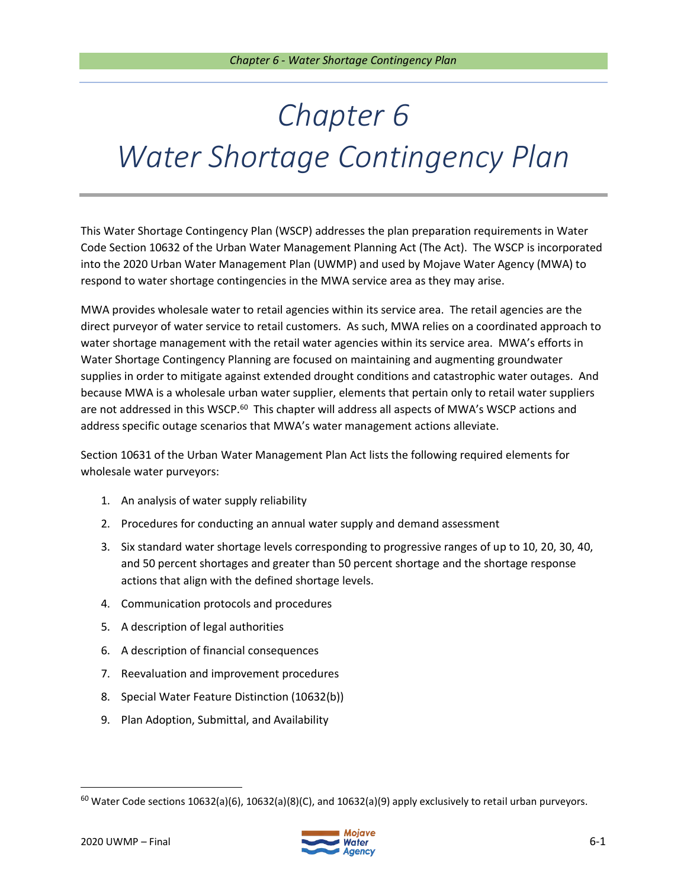# Chapter 6
# Water Shortage Contingency Plan

This Water Shortage Contingency Plan (WSCP) addresses the plan preparation requirements in Water Code Section 10632 of the Urban Water Management Planning Act (The Act). The WSCP is incorporated into the 2020 Urban Water Management Plan (UWMP) and used by Mojave Water Agency (MWA) to respond to water shortage contingencies in the MWA service area as they may arise.

MWA provides wholesale water to retail agencies within its service area. The retail agencies are the direct purveyor of water service to retail customers. As such, MWA relies on a coordinated approach to water shortage management with the retail water agencies within its service area. MWA's efforts in Water Shortage Contingency Planning are focused on maintaining and augmenting groundwater supplies in order to mitigate against extended drought conditions and catastrophic water outages. And because MWA is a wholesale urban water supplier, elements that pertain only to retail water suppliers are not addressed in this WSCP.[60] This chapter will address all aspects of MWA's WSCP actions and address specific outage scenarios that MWA's water management actions alleviate.

Section 10631 of the Urban Water Management Plan Act lists the following required elements for wholesale water purveyors:

1. An analysis of water supply reliability
2. Procedures for conducting an annual water supply and demand assessment
3. Six standard water shortage levels corresponding to progressive ranges of up to 10, 20, 30, 40, and 50 percent shortages and greater than 50 percent shortage and the shortage response actions that align with the defined shortage levels.
4. Communication protocols and procedures
5. A description of legal authorities
6. A description of financial consequences
7. Reevaluation and improvement procedures
8. Special Water Feature Distinction (10632(b))
9. Plan Adoption, Submittal, and Availability

[60] Water Code sections 10632(a)(6), 10632(a)(8)(C), and 10632(a)(9) apply exclusively to retail urban purveyors.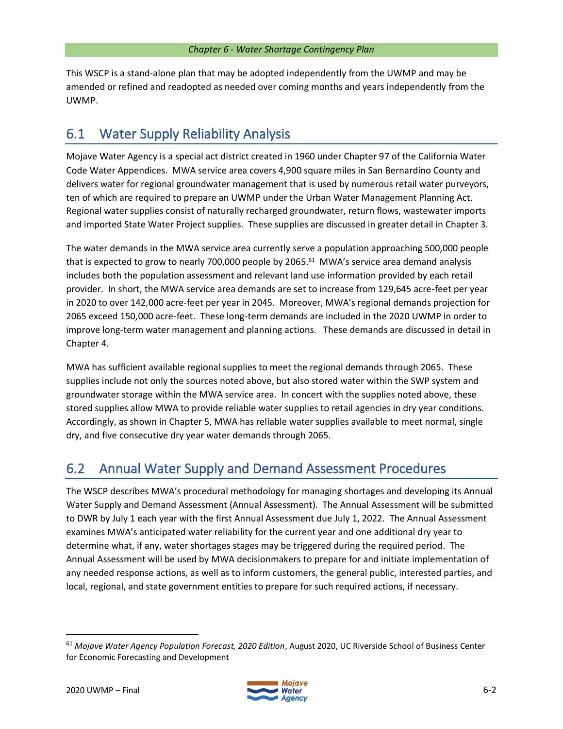This WSCP is a stand-alone plan that may be adopted independently from the UWMP and may be amended or refined and readopted as needed over coming months and years independently from the UWMP.

## 6.1 Water Supply Reliability Analysis

Mojave Water Agency is a special act district created in 1960 under Chapter 97 of the California Water Code Water Appendices. MWA service area covers 4,900 square miles in San Bernardino County and delivers water for regional groundwater management that is used by numerous retail water purveyors, ten of which are required to prepare an UWMP under the Urban Water Management Planning Act. Regional water supplies consist of naturally recharged groundwater, return flows, wastewater imports and imported State Water Project supplies. These supplies are discussed in greater detail in Chapter 3.

The water demands in the MWA service area currently serve a population approaching 500,000 people that is expected to grow to nearly 700,000 people by 2065.[61] MWA's service area demand analysis includes both the population assessment and relevant land use information provided by each retail provider. In short, the MWA service area demands are set to increase from 129,645 acre-feet per year in 2020 to over 142,000 acre-feet per year in 2045. Moreover, MWA's regional demands projection for 2065 exceed 150,000 acre-feet. These long-term demands are included in the 2020 UWMP in order to improve long-term water management and planning actions. These demands are discussed in detail in Chapter 4.

MWA has sufficient available regional supplies to meet the regional demands through 2065. These supplies include not only the sources noted above, but also stored water within the SWP system and groundwater storage within the MWA service area. In concert with the supplies noted above, these stored supplies allow MWA to provide reliable water supplies to retail agencies in dry year conditions. Accordingly, as shown in Chapter 5, MWA has reliable water supplies available to meet normal, single dry, and five consecutive dry year water demands through 2065.

## 6.2 Annual Water Supply and Demand Assessment Procedures

The WSCP describes MWA's procedural methodology for managing shortages and developing its Annual Water Supply and Demand Assessment (Annual Assessment). The Annual Assessment will be submitted to DWR by July 1 each year with the first Annual Assessment due July 1, 2022. The Annual Assessment examines MWA's anticipated water reliability for the current year and one additional dry year to determine what, if any, water shortages stages may be triggered during the required period. The Annual Assessment will be used by MWA decisionmakers to prepare for and initiate implementation of any needed response actions, as well as to inform customers, the general public, interested parties, and local, regional, and state government entities to prepare for such required actions, if necessary.

---

[61] *Mojave Water Agency Population Forecast, 2020 Edition*, August 2020, UC Riverside School of Business Center for Economic Forecasting and Development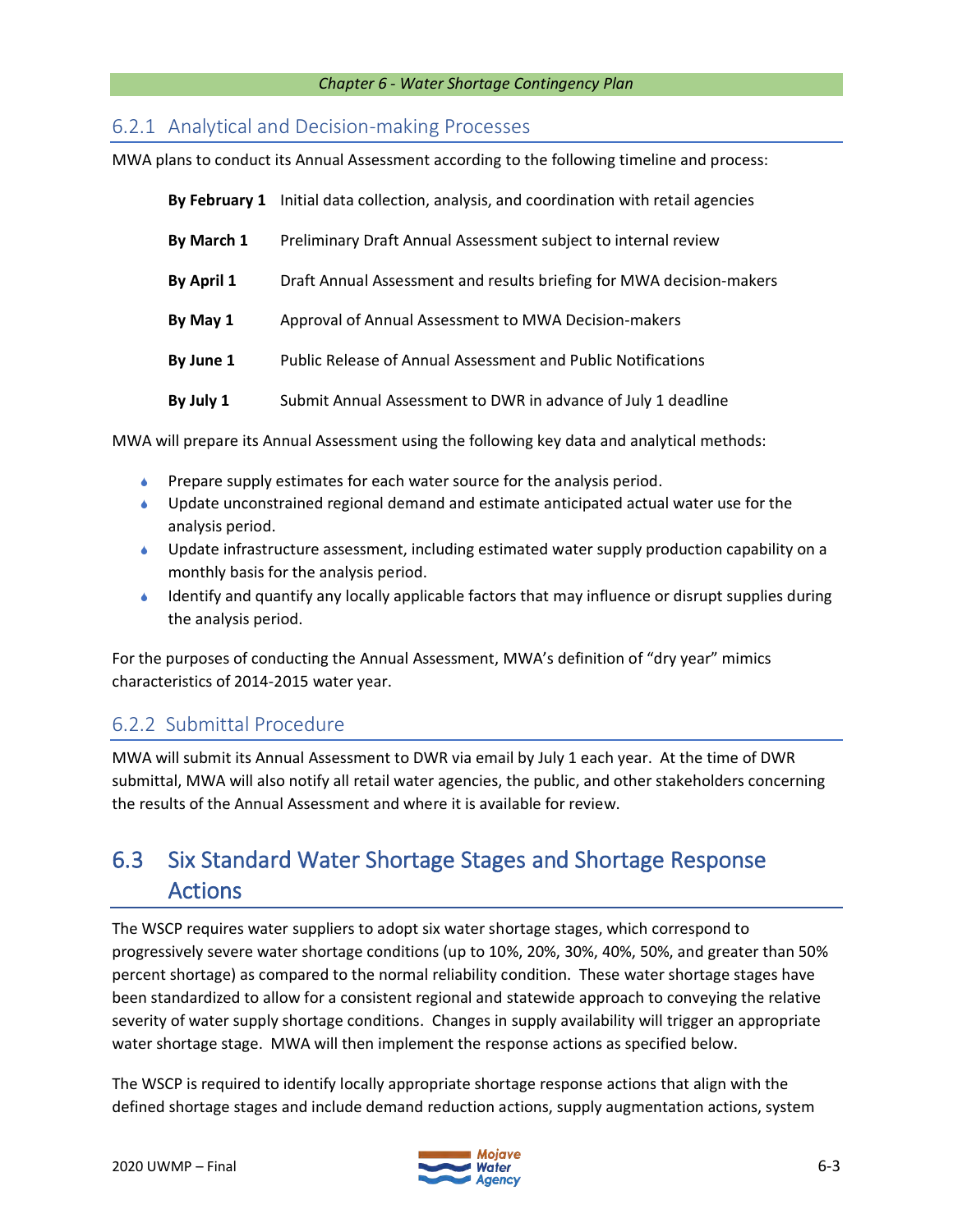### 6.2.1 Analytical and Decision-making Processes

MWA plans to conduct its Annual Assessment according to the following timeline and process:

| | |
|---|---|
| **By February 1** | Initial data collection, analysis, and coordination with retail agencies |
| **By March 1** | Preliminary Draft Annual Assessment subject to internal review |
| **By April 1** | Draft Annual Assessment and results briefing for MWA decision-makers |
| **By May 1** | Approval of Annual Assessment to MWA Decision-makers |
| **By June 1** | Public Release of Annual Assessment and Public Notifications |
| **By July 1** | Submit Annual Assessment to DWR in advance of July 1 deadline |

MWA will prepare its Annual Assessment using the following key data and analytical methods:

- Prepare supply estimates for each water source for the analysis period.
- Update unconstrained regional demand and estimate anticipated actual water use for the analysis period.
- Update infrastructure assessment, including estimated water supply production capability on a monthly basis for the analysis period.
- Identify and quantify any locally applicable factors that may influence or disrupt supplies during the analysis period.

For the purposes of conducting the Annual Assessment, MWA's definition of "dry year" mimics characteristics of 2014-2015 water year.

### 6.2.2 Submittal Procedure

MWA will submit its Annual Assessment to DWR via email by July 1 each year. At the time of DWR submittal, MWA will also notify all retail water agencies, the public, and other stakeholders concerning the results of the Annual Assessment and where it is available for review.

## 6.3 Six Standard Water Shortage Stages and Shortage Response Actions

The WSCP requires water suppliers to adopt six water shortage stages, which correspond to progressively severe water shortage conditions (up to 10%, 20%, 30%, 40%, 50%, and greater than 50% percent shortage) as compared to the normal reliability condition. These water shortage stages have been standardized to allow for a consistent regional and statewide approach to conveying the relative severity of water supply shortage conditions. Changes in supply availability will trigger an appropriate water shortage stage. MWA will then implement the response actions as specified below.

The WSCP is required to identify locally appropriate shortage response actions that align with the defined shortage stages and include demand reduction actions, supply augmentation actions, system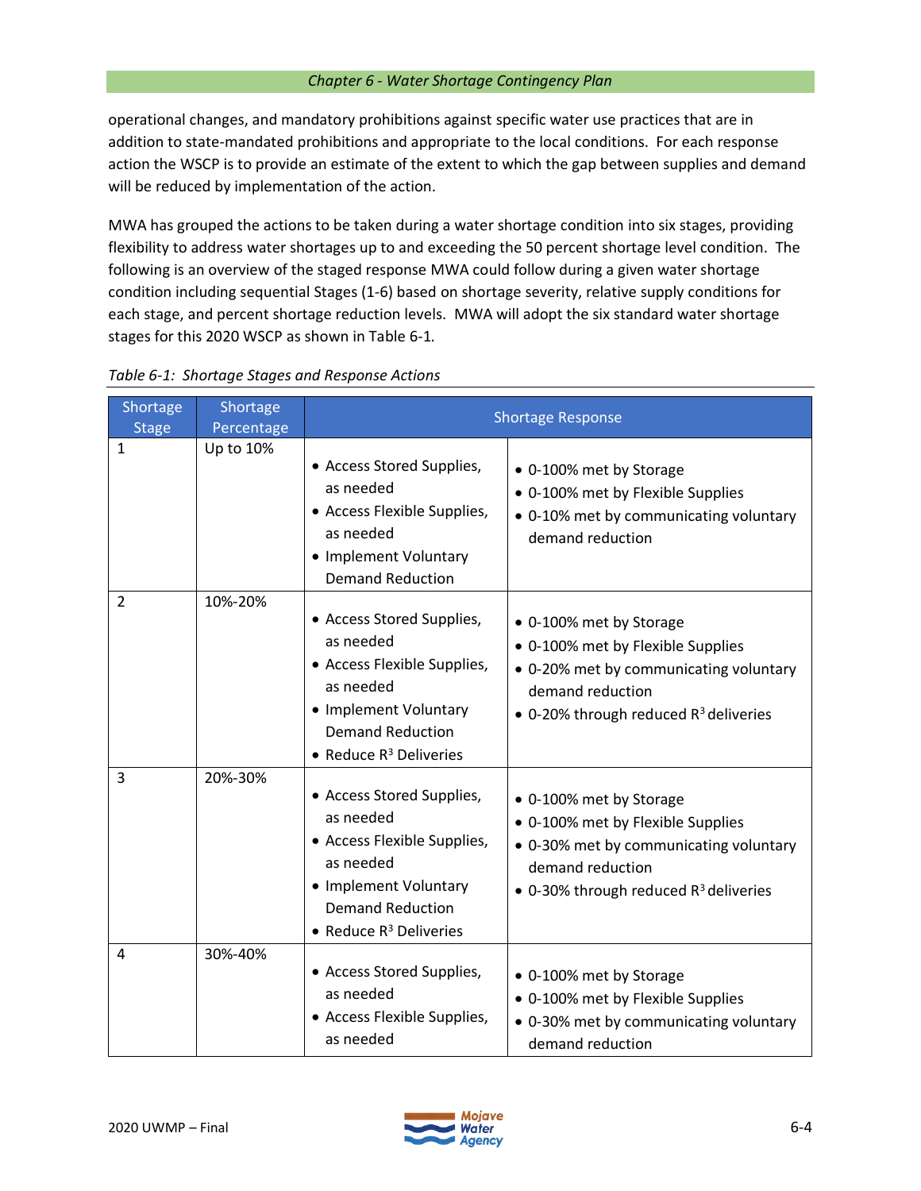operational changes, and mandatory prohibitions against specific water use practices that are in addition to state-mandated prohibitions and appropriate to the local conditions. For each response action the WSCP is to provide an estimate of the extent to which the gap between supplies and demand will be reduced by implementation of the action.

MWA has grouped the actions to be taken during a water shortage condition into six stages, providing flexibility to address water shortages up to and exceeding the 50 percent shortage level condition. The following is an overview of the staged response MWA could follow during a given water shortage condition including sequential Stages (1-6) based on shortage severity, relative supply conditions for each stage, and percent shortage reduction levels. MWA will adopt the six standard water shortage stages for this 2020 WSCP as shown in Table 6-1.

*Table 6-1: Shortage Stages and Response Actions*

| Shortage Stage | Shortage Percentage | Shortage Response | |
|---|---|---|---|
| 1 | Up to 10% | • Access Stored Supplies, as needed<br>• Access Flexible Supplies, as needed<br>• Implement Voluntary Demand Reduction | • 0-100% met by Storage<br>• 0-100% met by Flexible Supplies<br>• 0-10% met by communicating voluntary demand reduction |
| 2 | 10%-20% | • Access Stored Supplies, as needed<br>• Access Flexible Supplies, as needed<br>• Implement Voluntary Demand Reduction<br>• Reduce $R^3$ Deliveries | • 0-100% met by Storage<br>• 0-100% met by Flexible Supplies<br>• 0-20% met by communicating voluntary demand reduction<br>• 0-20% through reduced $R^3$ deliveries |
| 3 | 20%-30% | • Access Stored Supplies, as needed<br>• Access Flexible Supplies, as needed<br>• Implement Voluntary Demand Reduction<br>• Reduce $R^3$ Deliveries | • 0-100% met by Storage<br>• 0-100% met by Flexible Supplies<br>• 0-30% met by communicating voluntary demand reduction<br>• 0-30% through reduced $R^3$ deliveries |
| 4 | 30%-40% | • Access Stored Supplies, as needed<br>• Access Flexible Supplies, as needed | • 0-100% met by Storage<br>• 0-100% met by Flexible Supplies<br>• 0-30% met by communicating voluntary demand reduction |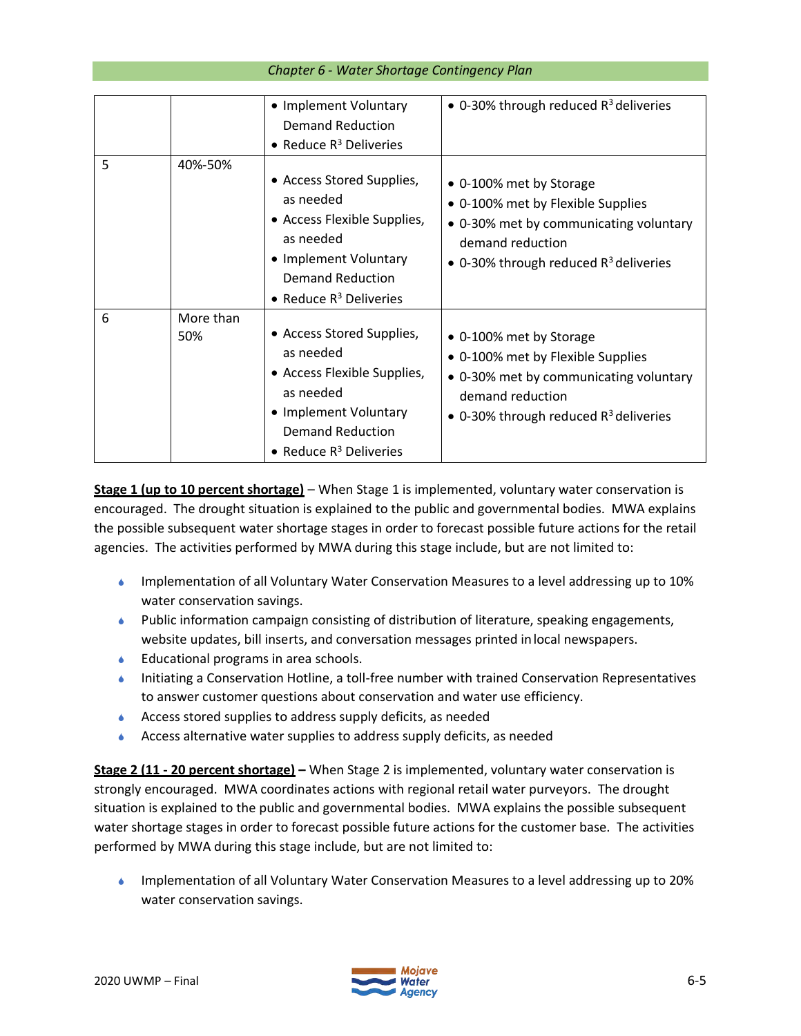| | | | |
|---|---|---|---|
| | | • Implement Voluntary Demand Reduction<br>• Reduce $R^3$ Deliveries | • 0-30% through reduced $R^3$ deliveries |
| 5 | 40%-50% | • Access Stored Supplies, as needed<br>• Access Flexible Supplies, as needed<br>• Implement Voluntary Demand Reduction<br>• Reduce $R^3$ Deliveries | • 0-100% met by Storage<br>• 0-100% met by Flexible Supplies<br>• 0-30% met by communicating voluntary demand reduction<br>• 0-30% through reduced $R^3$ deliveries |
| 6 | More than 50% | • Access Stored Supplies, as needed<br>• Access Flexible Supplies, as needed<br>• Implement Voluntary Demand Reduction<br>• Reduce $R^3$ Deliveries | • 0-100% met by Storage<br>• 0-100% met by Flexible Supplies<br>• 0-30% met by communicating voluntary demand reduction<br>• 0-30% through reduced $R^3$ deliveries |

**Stage 1 (up to 10 percent shortage)** – When Stage 1 is implemented, voluntary water conservation is encouraged. The drought situation is explained to the public and governmental bodies. MWA explains the possible subsequent water shortage stages in order to forecast possible future actions for the retail agencies. The activities performed by MWA during this stage include, but are not limited to:

- Implementation of all Voluntary Water Conservation Measures to a level addressing up to 10% water conservation savings.
- Public information campaign consisting of distribution of literature, speaking engagements, website updates, bill inserts, and conversation messages printed in local newspapers.
- Educational programs in area schools.
- Initiating a Conservation Hotline, a toll-free number with trained Conservation Representatives to answer customer questions about conservation and water use efficiency.
- Access stored supplies to address supply deficits, as needed
- Access alternative water supplies to address supply deficits, as needed

**Stage 2 (11 - 20 percent shortage) –** When Stage 2 is implemented, voluntary water conservation is strongly encouraged. MWA coordinates actions with regional retail water purveyors. The drought situation is explained to the public and governmental bodies. MWA explains the possible subsequent water shortage stages in order to forecast possible future actions for the customer base. The activities performed by MWA during this stage include, but are not limited to:

- Implementation of all Voluntary Water Conservation Measures to a level addressing up to 20% water conservation savings.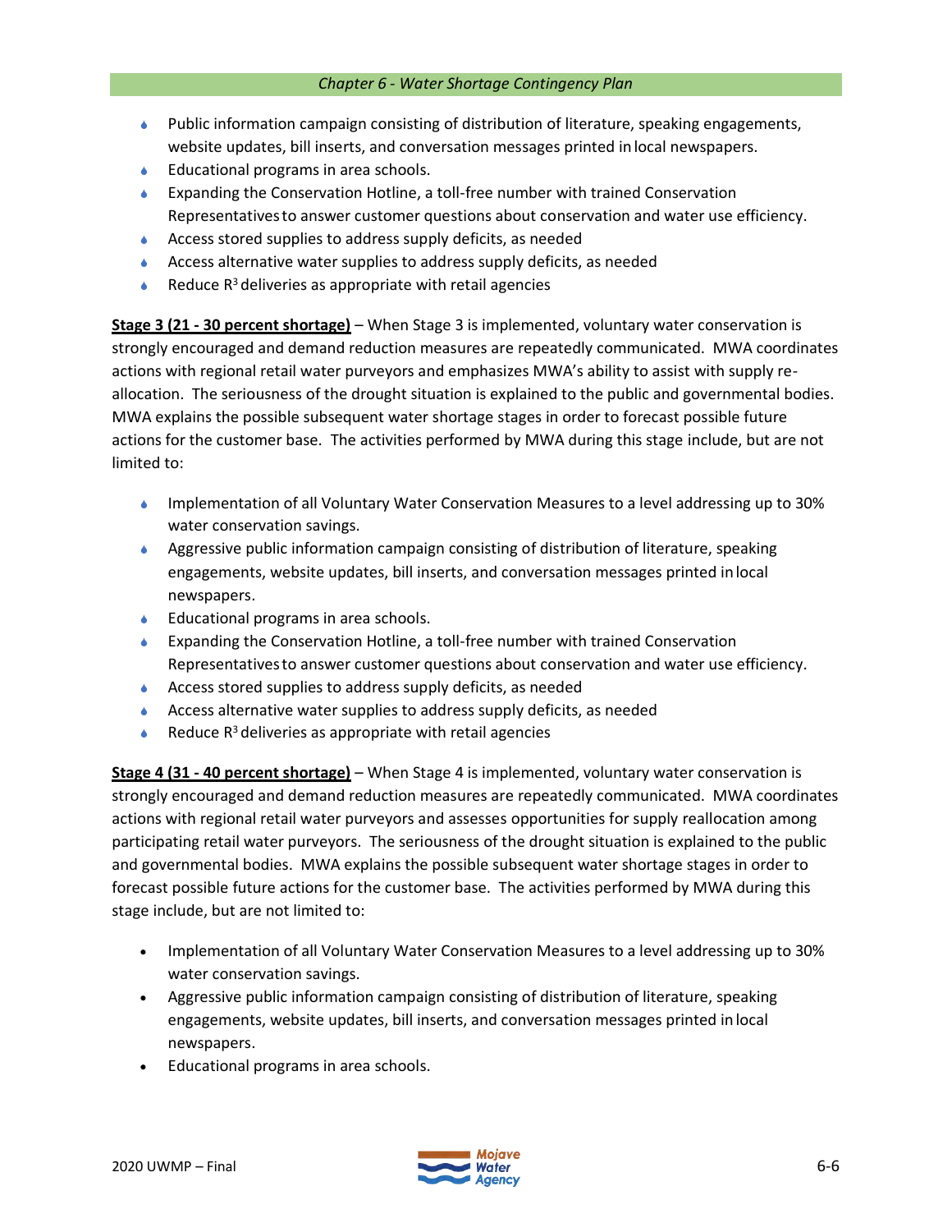- Public information campaign consisting of distribution of literature, speaking engagements, website updates, bill inserts, and conversation messages printed in local newspapers.
- Educational programs in area schools.
- Expanding the Conservation Hotline, a toll-free number with trained Conservation Representatives to answer customer questions about conservation and water use efficiency.
- Access stored supplies to address supply deficits, as needed
- Access alternative water supplies to address supply deficits, as needed
- Reduce $R^3$ deliveries as appropriate with retail agencies

**Stage 3 (21 - 30 percent shortage)** – When Stage 3 is implemented, voluntary water conservation is strongly encouraged and demand reduction measures are repeatedly communicated. MWA coordinates actions with regional retail water purveyors and emphasizes MWA's ability to assist with supply re-allocation. The seriousness of the drought situation is explained to the public and governmental bodies. MWA explains the possible subsequent water shortage stages in order to forecast possible future actions for the customer base. The activities performed by MWA during this stage include, but are not limited to:

- Implementation of all Voluntary Water Conservation Measures to a level addressing up to 30% water conservation savings.
- Aggressive public information campaign consisting of distribution of literature, speaking engagements, website updates, bill inserts, and conversation messages printed in local newspapers.
- Educational programs in area schools.
- Expanding the Conservation Hotline, a toll-free number with trained Conservation Representatives to answer customer questions about conservation and water use efficiency.
- Access stored supplies to address supply deficits, as needed
- Access alternative water supplies to address supply deficits, as needed
- Reduce $R^3$ deliveries as appropriate with retail agencies

**Stage 4 (31 - 40 percent shortage)** – When Stage 4 is implemented, voluntary water conservation is strongly encouraged and demand reduction measures are repeatedly communicated. MWA coordinates actions with regional retail water purveyors and assesses opportunities for supply reallocation among participating retail water purveyors. The seriousness of the drought situation is explained to the public and governmental bodies. MWA explains the possible subsequent water shortage stages in order to forecast possible future actions for the customer base. The activities performed by MWA during this stage include, but are not limited to:

- Implementation of all Voluntary Water Conservation Measures to a level addressing up to 30% water conservation savings.
- Aggressive public information campaign consisting of distribution of literature, speaking engagements, website updates, bill inserts, and conversation messages printed in local newspapers.
- Educational programs in area schools.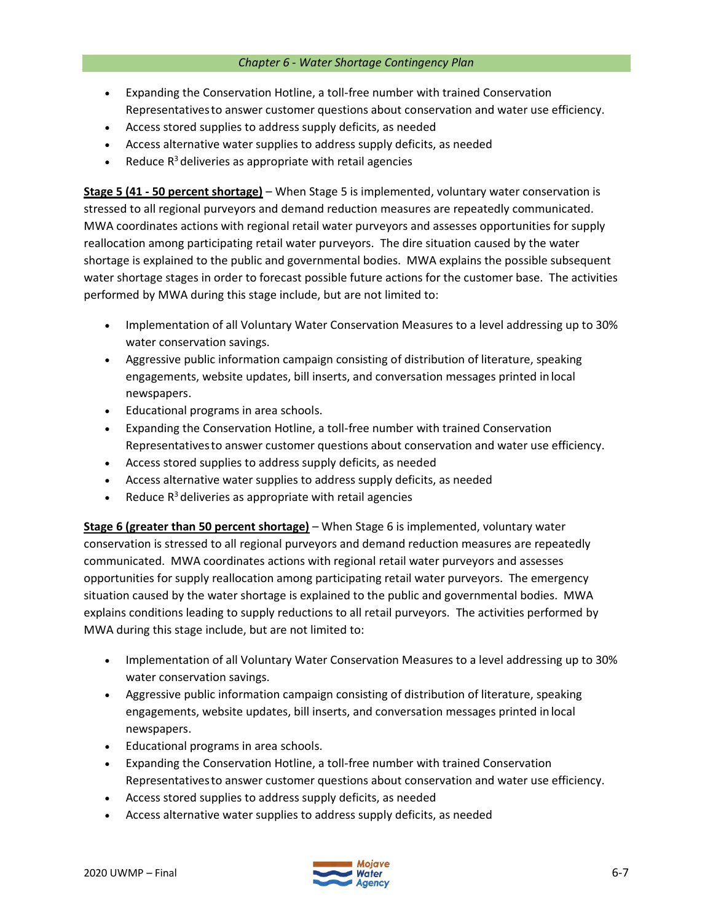- Expanding the Conservation Hotline, a toll-free number with trained Conservation Representatives to answer customer questions about conservation and water use efficiency.
- Access stored supplies to address supply deficits, as needed
- Access alternative water supplies to address supply deficits, as needed
- Reduce $R^3$ deliveries as appropriate with retail agencies

**Stage 5 (41 - 50 percent shortage)** – When Stage 5 is implemented, voluntary water conservation is stressed to all regional purveyors and demand reduction measures are repeatedly communicated. MWA coordinates actions with regional retail water purveyors and assesses opportunities for supply reallocation among participating retail water purveyors. The dire situation caused by the water shortage is explained to the public and governmental bodies. MWA explains the possible subsequent water shortage stages in order to forecast possible future actions for the customer base. The activities performed by MWA during this stage include, but are not limited to:

- Implementation of all Voluntary Water Conservation Measures to a level addressing up to 30% water conservation savings.
- Aggressive public information campaign consisting of distribution of literature, speaking engagements, website updates, bill inserts, and conversation messages printed in local newspapers.
- Educational programs in area schools.
- Expanding the Conservation Hotline, a toll-free number with trained Conservation Representatives to answer customer questions about conservation and water use efficiency.
- Access stored supplies to address supply deficits, as needed
- Access alternative water supplies to address supply deficits, as needed
- Reduce $R^3$ deliveries as appropriate with retail agencies

**Stage 6 (greater than 50 percent shortage)** – When Stage 6 is implemented, voluntary water conservation is stressed to all regional purveyors and demand reduction measures are repeatedly communicated. MWA coordinates actions with regional retail water purveyors and assesses opportunities for supply reallocation among participating retail water purveyors. The emergency situation caused by the water shortage is explained to the public and governmental bodies. MWA explains conditions leading to supply reductions to all retail purveyors. The activities performed by MWA during this stage include, but are not limited to:

- Implementation of all Voluntary Water Conservation Measures to a level addressing up to 30% water conservation savings.
- Aggressive public information campaign consisting of distribution of literature, speaking engagements, website updates, bill inserts, and conversation messages printed in local newspapers.
- Educational programs in area schools.
- Expanding the Conservation Hotline, a toll-free number with trained Conservation Representatives to answer customer questions about conservation and water use efficiency.
- Access stored supplies to address supply deficits, as needed
- Access alternative water supplies to address supply deficits, as needed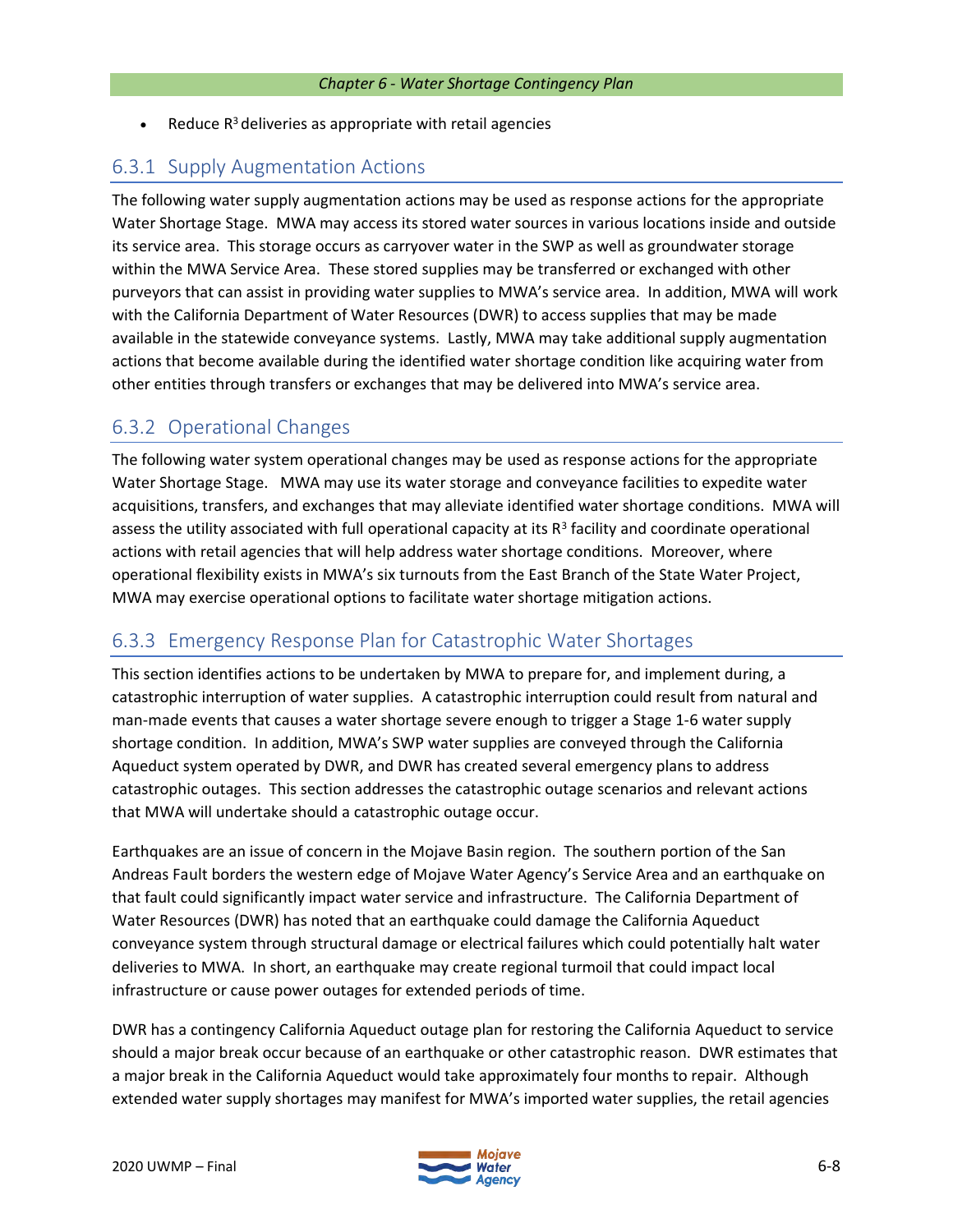- Reduce $R^3$ deliveries as appropriate with retail agencies

### 6.3.1 Supply Augmentation Actions

The following water supply augmentation actions may be used as response actions for the appropriate Water Shortage Stage. MWA may access its stored water sources in various locations inside and outside its service area. This storage occurs as carryover water in the SWP as well as groundwater storage within the MWA Service Area. These stored supplies may be transferred or exchanged with other purveyors that can assist in providing water supplies to MWA's service area. In addition, MWA will work with the California Department of Water Resources (DWR) to access supplies that may be made available in the statewide conveyance systems. Lastly, MWA may take additional supply augmentation actions that become available during the identified water shortage condition like acquiring water from other entities through transfers or exchanges that may be delivered into MWA's service area.

### 6.3.2 Operational Changes

The following water system operational changes may be used as response actions for the appropriate Water Shortage Stage. MWA may use its water storage and conveyance facilities to expedite water acquisitions, transfers, and exchanges that may alleviate identified water shortage conditions. MWA will assess the utility associated with full operational capacity at its $R^3$ facility and coordinate operational actions with retail agencies that will help address water shortage conditions. Moreover, where operational flexibility exists in MWA's six turnouts from the East Branch of the State Water Project, MWA may exercise operational options to facilitate water shortage mitigation actions.

### 6.3.3 Emergency Response Plan for Catastrophic Water Shortages

This section identifies actions to be undertaken by MWA to prepare for, and implement during, a catastrophic interruption of water supplies. A catastrophic interruption could result from natural and man-made events that causes a water shortage severe enough to trigger a Stage 1-6 water supply shortage condition. In addition, MWA's SWP water supplies are conveyed through the California Aqueduct system operated by DWR, and DWR has created several emergency plans to address catastrophic outages. This section addresses the catastrophic outage scenarios and relevant actions that MWA will undertake should a catastrophic outage occur.

Earthquakes are an issue of concern in the Mojave Basin region. The southern portion of the San Andreas Fault borders the western edge of Mojave Water Agency's Service Area and an earthquake on that fault could significantly impact water service and infrastructure. The California Department of Water Resources (DWR) has noted that an earthquake could damage the California Aqueduct conveyance system through structural damage or electrical failures which could potentially halt water deliveries to MWA. In short, an earthquake may create regional turmoil that could impact local infrastructure or cause power outages for extended periods of time.

DWR has a contingency California Aqueduct outage plan for restoring the California Aqueduct to service should a major break occur because of an earthquake or other catastrophic reason. DWR estimates that a major break in the California Aqueduct would take approximately four months to repair. Although extended water supply shortages may manifest for MWA's imported water supplies, the retail agencies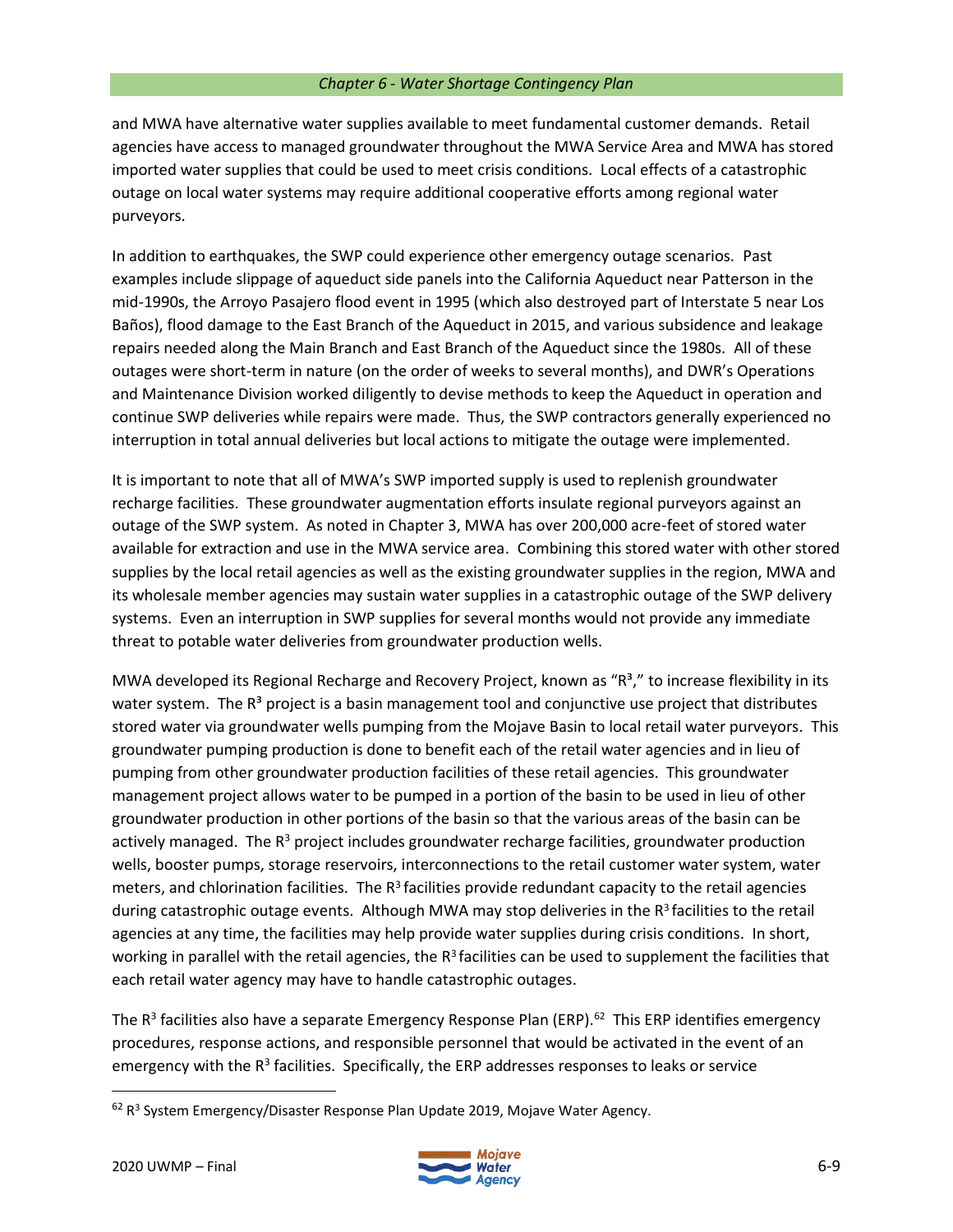and MWA have alternative water supplies available to meet fundamental customer demands. Retail agencies have access to managed groundwater throughout the MWA Service Area and MWA has stored imported water supplies that could be used to meet crisis conditions. Local effects of a catastrophic outage on local water systems may require additional cooperative efforts among regional water purveyors.

In addition to earthquakes, the SWP could experience other emergency outage scenarios. Past examples include slippage of aqueduct side panels into the California Aqueduct near Patterson in the mid-1990s, the Arroyo Pasajero flood event in 1995 (which also destroyed part of Interstate 5 near Los Baños), flood damage to the East Branch of the Aqueduct in 2015, and various subsidence and leakage repairs needed along the Main Branch and East Branch of the Aqueduct since the 1980s. All of these outages were short-term in nature (on the order of weeks to several months), and DWR's Operations and Maintenance Division worked diligently to devise methods to keep the Aqueduct in operation and continue SWP deliveries while repairs were made. Thus, the SWP contractors generally experienced no interruption in total annual deliveries but local actions to mitigate the outage were implemented.

It is important to note that all of MWA's SWP imported supply is used to replenish groundwater recharge facilities. These groundwater augmentation efforts insulate regional purveyors against an outage of the SWP system. As noted in Chapter 3, MWA has over 200,000 acre-feet of stored water available for extraction and use in the MWA service area. Combining this stored water with other stored supplies by the local retail agencies as well as the existing groundwater supplies in the region, MWA and its wholesale member agencies may sustain water supplies in a catastrophic outage of the SWP delivery systems. Even an interruption in SWP supplies for several months would not provide any immediate threat to potable water deliveries from groundwater production wells.

MWA developed its Regional Recharge and Recovery Project, known as "$R^3$," to increase flexibility in its water system. The $R^3$ project is a basin management tool and conjunctive use project that distributes stored water via groundwater wells pumping from the Mojave Basin to local retail water purveyors. This groundwater pumping production is done to benefit each of the retail water agencies and in lieu of pumping from other groundwater production facilities of these retail agencies. This groundwater management project allows water to be pumped in a portion of the basin to be used in lieu of other groundwater production in other portions of the basin so that the various areas of the basin can be actively managed. The $R^3$ project includes groundwater recharge facilities, groundwater production wells, booster pumps, storage reservoirs, interconnections to the retail customer water system, water meters, and chlorination facilities. The $R^3$ facilities provide redundant capacity to the retail agencies during catastrophic outage events. Although MWA may stop deliveries in the $R^3$ facilities to the retail agencies at any time, the facilities may help provide water supplies during crisis conditions. In short, working in parallel with the retail agencies, the $R^3$ facilities can be used to supplement the facilities that each retail water agency may have to handle catastrophic outages.

The $R^3$ facilities also have a separate Emergency Response Plan (ERP).[62] This ERP identifies emergency procedures, response actions, and responsible personnel that would be activated in the event of an emergency with the $R^3$ facilities. Specifically, the ERP addresses responses to leaks or service

[62] $R^3$ System Emergency/Disaster Response Plan Update 2019, Mojave Water Agency.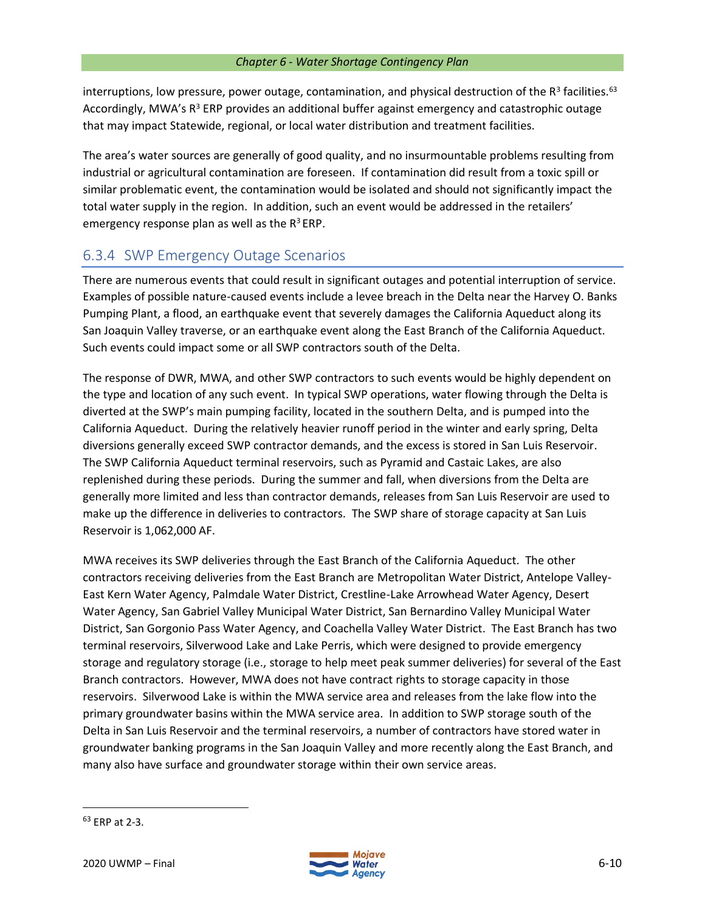interruptions, low pressure, power outage, contamination, and physical destruction of the $R^3$ facilities.[63] Accordingly, MWA's $R^3$ ERP provides an additional buffer against emergency and catastrophic outage that may impact Statewide, regional, or local water distribution and treatment facilities.

The area's water sources are generally of good quality, and no insurmountable problems resulting from industrial or agricultural contamination are foreseen. If contamination did result from a toxic spill or similar problematic event, the contamination would be isolated and should not significantly impact the total water supply in the region. In addition, such an event would be addressed in the retailers' emergency response plan as well as the $R^3$ ERP.

### 6.3.4 SWP Emergency Outage Scenarios

There are numerous events that could result in significant outages and potential interruption of service. Examples of possible nature-caused events include a levee breach in the Delta near the Harvey O. Banks Pumping Plant, a flood, an earthquake event that severely damages the California Aqueduct along its San Joaquin Valley traverse, or an earthquake event along the East Branch of the California Aqueduct. Such events could impact some or all SWP contractors south of the Delta.

The response of DWR, MWA, and other SWP contractors to such events would be highly dependent on the type and location of any such event. In typical SWP operations, water flowing through the Delta is diverted at the SWP's main pumping facility, located in the southern Delta, and is pumped into the California Aqueduct. During the relatively heavier runoff period in the winter and early spring, Delta diversions generally exceed SWP contractor demands, and the excess is stored in San Luis Reservoir. The SWP California Aqueduct terminal reservoirs, such as Pyramid and Castaic Lakes, are also replenished during these periods. During the summer and fall, when diversions from the Delta are generally more limited and less than contractor demands, releases from San Luis Reservoir are used to make up the difference in deliveries to contractors. The SWP share of storage capacity at San Luis Reservoir is 1,062,000 AF.

MWA receives its SWP deliveries through the East Branch of the California Aqueduct. The other contractors receiving deliveries from the East Branch are Metropolitan Water District, Antelope Valley-East Kern Water Agency, Palmdale Water District, Crestline-Lake Arrowhead Water Agency, Desert Water Agency, San Gabriel Valley Municipal Water District, San Bernardino Valley Municipal Water District, San Gorgonio Pass Water Agency, and Coachella Valley Water District. The East Branch has two terminal reservoirs, Silverwood Lake and Lake Perris, which were designed to provide emergency storage and regulatory storage (i.e., storage to help meet peak summer deliveries) for several of the East Branch contractors. However, MWA does not have contract rights to storage capacity in those reservoirs. Silverwood Lake is within the MWA service area and releases from the lake flow into the primary groundwater basins within the MWA service area. In addition to SWP storage south of the Delta in San Luis Reservoir and the terminal reservoirs, a number of contractors have stored water in groundwater banking programs in the San Joaquin Valley and more recently along the East Branch, and many also have surface and groundwater storage within their own service areas.

[63] ERP at 2-3.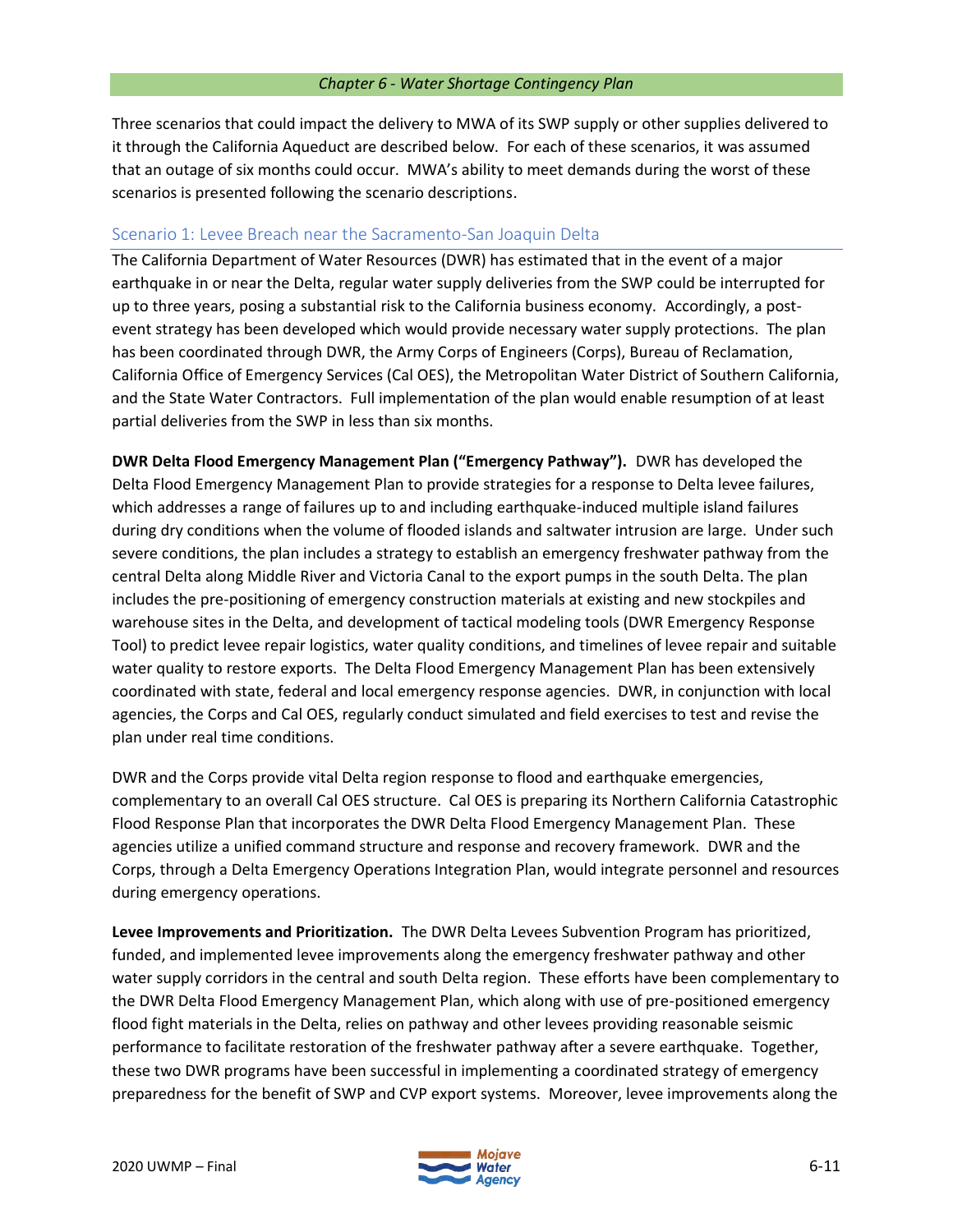Three scenarios that could impact the delivery to MWA of its SWP supply or other supplies delivered to it through the California Aqueduct are described below. For each of these scenarios, it was assumed that an outage of six months could occur. MWA's ability to meet demands during the worst of these scenarios is presented following the scenario descriptions.

### Scenario 1: Levee Breach near the Sacramento-San Joaquin Delta

The California Department of Water Resources (DWR) has estimated that in the event of a major earthquake in or near the Delta, regular water supply deliveries from the SWP could be interrupted for up to three years, posing a substantial risk to the California business economy. Accordingly, a post-event strategy has been developed which would provide necessary water supply protections. The plan has been coordinated through DWR, the Army Corps of Engineers (Corps), Bureau of Reclamation, California Office of Emergency Services (Cal OES), the Metropolitan Water District of Southern California, and the State Water Contractors. Full implementation of the plan would enable resumption of at least partial deliveries from the SWP in less than six months.

**DWR Delta Flood Emergency Management Plan ("Emergency Pathway").** DWR has developed the Delta Flood Emergency Management Plan to provide strategies for a response to Delta levee failures, which addresses a range of failures up to and including earthquake-induced multiple island failures during dry conditions when the volume of flooded islands and saltwater intrusion are large. Under such severe conditions, the plan includes a strategy to establish an emergency freshwater pathway from the central Delta along Middle River and Victoria Canal to the export pumps in the south Delta. The plan includes the pre-positioning of emergency construction materials at existing and new stockpiles and warehouse sites in the Delta, and development of tactical modeling tools (DWR Emergency Response Tool) to predict levee repair logistics, water quality conditions, and timelines of levee repair and suitable water quality to restore exports. The Delta Flood Emergency Management Plan has been extensively coordinated with state, federal and local emergency response agencies. DWR, in conjunction with local agencies, the Corps and Cal OES, regularly conduct simulated and field exercises to test and revise the plan under real time conditions.

DWR and the Corps provide vital Delta region response to flood and earthquake emergencies, complementary to an overall Cal OES structure. Cal OES is preparing its Northern California Catastrophic Flood Response Plan that incorporates the DWR Delta Flood Emergency Management Plan. These agencies utilize a unified command structure and response and recovery framework. DWR and the Corps, through a Delta Emergency Operations Integration Plan, would integrate personnel and resources during emergency operations.

**Levee Improvements and Prioritization.** The DWR Delta Levees Subvention Program has prioritized, funded, and implemented levee improvements along the emergency freshwater pathway and other water supply corridors in the central and south Delta region. These efforts have been complementary to the DWR Delta Flood Emergency Management Plan, which along with use of pre-positioned emergency flood fight materials in the Delta, relies on pathway and other levees providing reasonable seismic performance to facilitate restoration of the freshwater pathway after a severe earthquake. Together, these two DWR programs have been successful in implementing a coordinated strategy of emergency preparedness for the benefit of SWP and CVP export systems. Moreover, levee improvements along the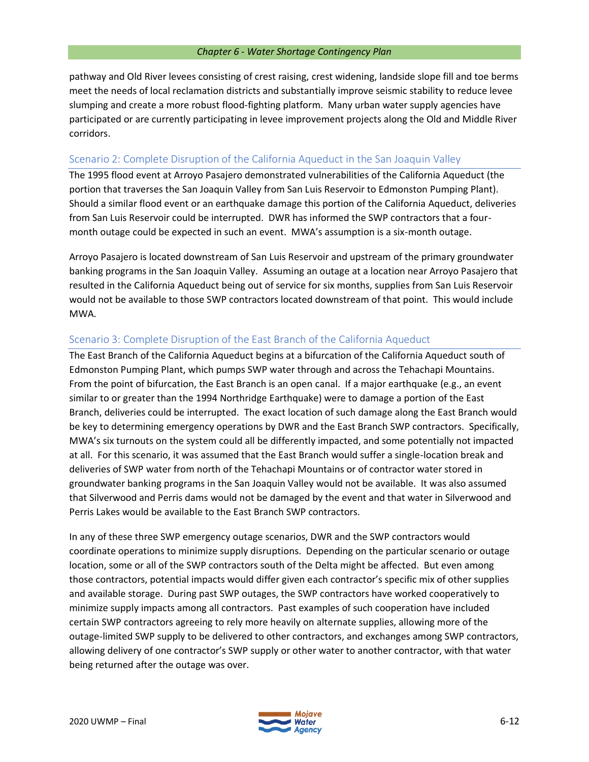pathway and Old River levees consisting of crest raising, crest widening, landside slope fill and toe berms meet the needs of local reclamation districts and substantially improve seismic stability to reduce levee slumping and create a more robust flood-fighting platform. Many urban water supply agencies have participated or are currently participating in levee improvement projects along the Old and Middle River corridors.

### Scenario 2: Complete Disruption of the California Aqueduct in the San Joaquin Valley

The 1995 flood event at Arroyo Pasajero demonstrated vulnerabilities of the California Aqueduct (the portion that traverses the San Joaquin Valley from San Luis Reservoir to Edmonston Pumping Plant). Should a similar flood event or an earthquake damage this portion of the California Aqueduct, deliveries from San Luis Reservoir could be interrupted. DWR has informed the SWP contractors that a four-month outage could be expected in such an event. MWA's assumption is a six-month outage.

Arroyo Pasajero is located downstream of San Luis Reservoir and upstream of the primary groundwater banking programs in the San Joaquin Valley. Assuming an outage at a location near Arroyo Pasajero that resulted in the California Aqueduct being out of service for six months, supplies from San Luis Reservoir would not be available to those SWP contractors located downstream of that point. This would include MWA.

### Scenario 3: Complete Disruption of the East Branch of the California Aqueduct

The East Branch of the California Aqueduct begins at a bifurcation of the California Aqueduct south of Edmonston Pumping Plant, which pumps SWP water through and across the Tehachapi Mountains. From the point of bifurcation, the East Branch is an open canal. If a major earthquake (e.g., an event similar to or greater than the 1994 Northridge Earthquake) were to damage a portion of the East Branch, deliveries could be interrupted. The exact location of such damage along the East Branch would be key to determining emergency operations by DWR and the East Branch SWP contractors. Specifically, MWA's six turnouts on the system could all be differently impacted, and some potentially not impacted at all. For this scenario, it was assumed that the East Branch would suffer a single-location break and deliveries of SWP water from north of the Tehachapi Mountains or of contractor water stored in groundwater banking programs in the San Joaquin Valley would not be available. It was also assumed that Silverwood and Perris dams would not be damaged by the event and that water in Silverwood and Perris Lakes would be available to the East Branch SWP contractors.

In any of these three SWP emergency outage scenarios, DWR and the SWP contractors would coordinate operations to minimize supply disruptions. Depending on the particular scenario or outage location, some or all of the SWP contractors south of the Delta might be affected. But even among those contractors, potential impacts would differ given each contractor's specific mix of other supplies and available storage. During past SWP outages, the SWP contractors have worked cooperatively to minimize supply impacts among all contractors. Past examples of such cooperation have included certain SWP contractors agreeing to rely more heavily on alternate supplies, allowing more of the outage-limited SWP supply to be delivered to other contractors, and exchanges among SWP contractors, allowing delivery of one contractor's SWP supply or other water to another contractor, with that water being returned after the outage was over.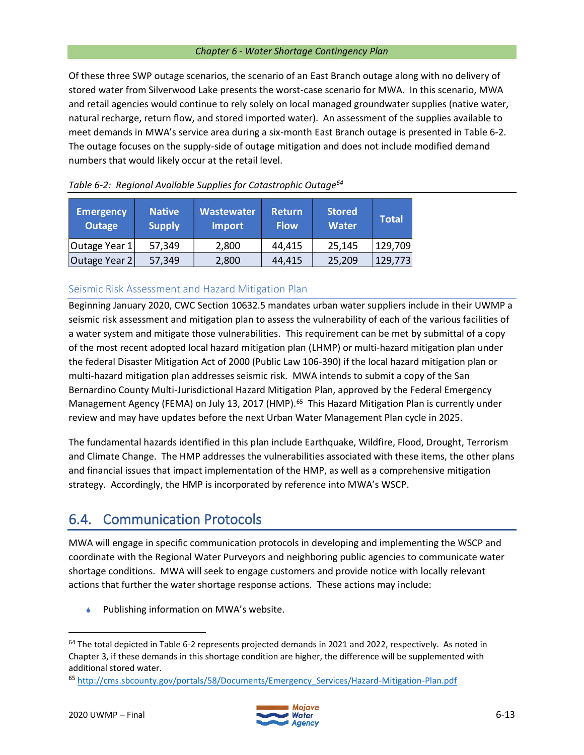Of these three SWP outage scenarios, the scenario of an East Branch outage along with no delivery of stored water from Silverwood Lake presents the worst-case scenario for MWA. In this scenario, MWA and retail agencies would continue to rely solely on local managed groundwater supplies (native water, natural recharge, return flow, and stored imported water). An assessment of the supplies available to meet demands in MWA's service area during a six-month East Branch outage is presented in Table 6-2. The outage focuses on the supply-side of outage mitigation and does not include modified demand numbers that would likely occur at the retail level.

*Table 6-2: Regional Available Supplies for Catastrophic Outage*[64]

| Emergency Outage | Native Supply | Wastewater Import | Return Flow | Stored Water | Total |
|---|---|---|---|---|---|
| Outage Year 1 | 57,349 | 2,800 | 44,415 | 25,145 | 129,709 |
| Outage Year 2 | 57,349 | 2,800 | 44,415 | 25,209 | 129,773 |

### Seismic Risk Assessment and Hazard Mitigation Plan

Beginning January 2020, CWC Section 10632.5 mandates urban water suppliers include in their UWMP a seismic risk assessment and mitigation plan to assess the vulnerability of each of the various facilities of a water system and mitigate those vulnerabilities. This requirement can be met by submittal of a copy of the most recent adopted local hazard mitigation plan (LHMP) or multi-hazard mitigation plan under the federal Disaster Mitigation Act of 2000 (Public Law 106-390) if the local hazard mitigation plan or multi-hazard mitigation plan addresses seismic risk. MWA intends to submit a copy of the San Bernardino County Multi-Jurisdictional Hazard Mitigation Plan, approved by the Federal Emergency Management Agency (FEMA) on July 13, 2017 (HMP).[65] This Hazard Mitigation Plan is currently under review and may have updates before the next Urban Water Management Plan cycle in 2025.

The fundamental hazards identified in this plan include Earthquake, Wildfire, Flood, Drought, Terrorism and Climate Change. The HMP addresses the vulnerabilities associated with these items, the other plans and financial issues that impact implementation of the HMP, as well as a comprehensive mitigation strategy. Accordingly, the HMP is incorporated by reference into MWA's WSCP.

## 6.4. Communication Protocols

MWA will engage in specific communication protocols in developing and implementing the WSCP and coordinate with the Regional Water Purveyors and neighboring public agencies to communicate water shortage conditions. MWA will seek to engage customers and provide notice with locally relevant actions that further the water shortage response actions. These actions may include:

- Publishing information on MWA's website.

---

[64] The total depicted in Table 6-2 represents projected demands in 2021 and 2022, respectively. As noted in Chapter 3, if these demands in this shortage condition are higher, the difference will be supplemented with additional stored water.

[65] http://cms.sbcounty.gov/portals/58/Documents/Emergency_Services/Hazard-Mitigation-Plan.pdf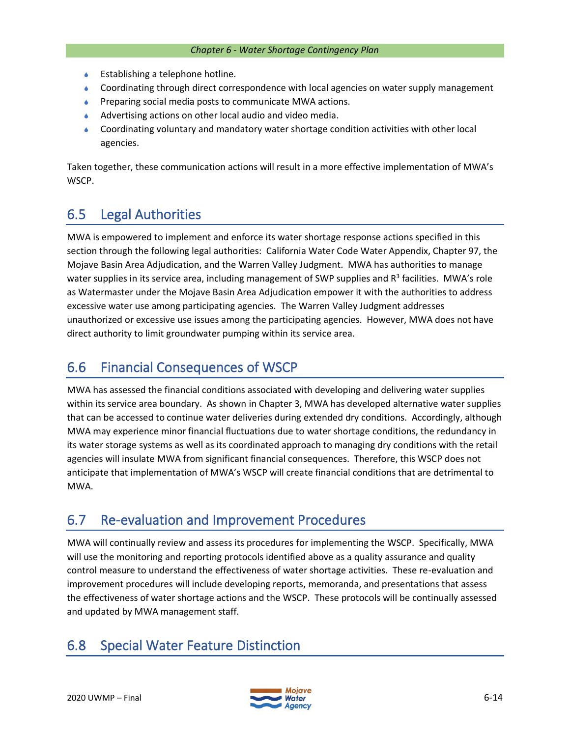- Establishing a telephone hotline.
- Coordinating through direct correspondence with local agencies on water supply management
- Preparing social media posts to communicate MWA actions.
- Advertising actions on other local audio and video media.
- Coordinating voluntary and mandatory water shortage condition activities with other local agencies.

Taken together, these communication actions will result in a more effective implementation of MWA's WSCP.

## 6.5 Legal Authorities

MWA is empowered to implement and enforce its water shortage response actions specified in this section through the following legal authorities: California Water Code Water Appendix, Chapter 97, the Mojave Basin Area Adjudication, and the Warren Valley Judgment. MWA has authorities to manage water supplies in its service area, including management of SWP supplies and $R^3$ facilities. MWA's role as Watermaster under the Mojave Basin Area Adjudication empower it with the authorities to address excessive water use among participating agencies. The Warren Valley Judgment addresses unauthorized or excessive use issues among the participating agencies. However, MWA does not have direct authority to limit groundwater pumping within its service area.

## 6.6 Financial Consequences of WSCP

MWA has assessed the financial conditions associated with developing and delivering water supplies within its service area boundary. As shown in Chapter 3, MWA has developed alternative water supplies that can be accessed to continue water deliveries during extended dry conditions. Accordingly, although MWA may experience minor financial fluctuations due to water shortage conditions, the redundancy in its water storage systems as well as its coordinated approach to managing dry conditions with the retail agencies will insulate MWA from significant financial consequences. Therefore, this WSCP does not anticipate that implementation of MWA's WSCP will create financial conditions that are detrimental to MWA.

## 6.7 Re-evaluation and Improvement Procedures

MWA will continually review and assess its procedures for implementing the WSCP. Specifically, MWA will use the monitoring and reporting protocols identified above as a quality assurance and quality control measure to understand the effectiveness of water shortage activities. These re-evaluation and improvement procedures will include developing reports, memoranda, and presentations that assess the effectiveness of water shortage actions and the WSCP. These protocols will be continually assessed and updated by MWA management staff.

## 6.8 Special Water Feature Distinction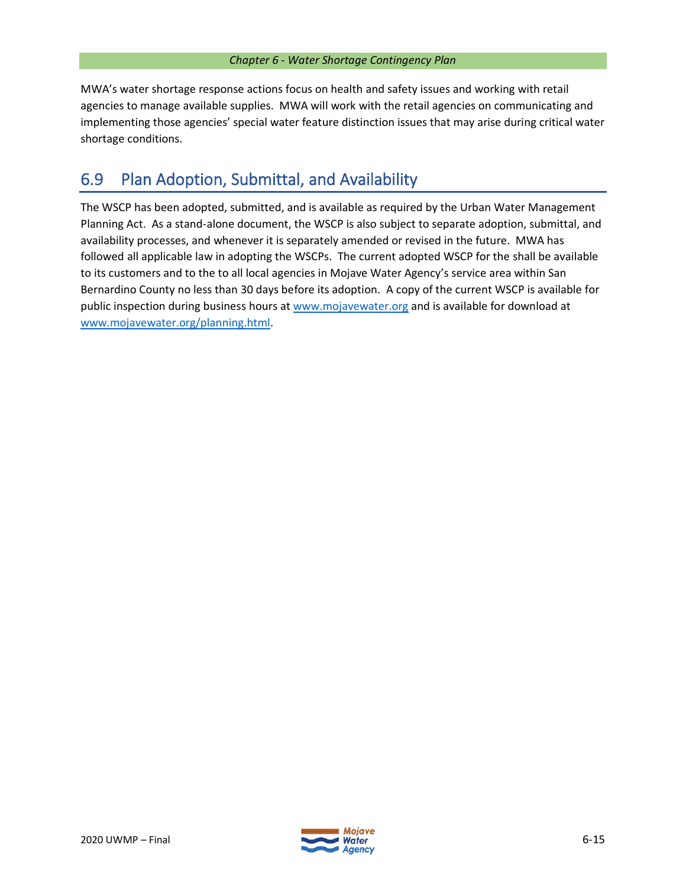MWA's water shortage response actions focus on health and safety issues and working with retail agencies to manage available supplies. MWA will work with the retail agencies on communicating and implementing those agencies' special water feature distinction issues that may arise during critical water shortage conditions.

## 6.9 Plan Adoption, Submittal, and Availability

The WSCP has been adopted, submitted, and is available as required by the Urban Water Management Planning Act. As a stand-alone document, the WSCP is also subject to separate adoption, submittal, and availability processes, and whenever it is separately amended or revised in the future. MWA has followed all applicable law in adopting the WSCPs. The current adopted WSCP for the shall be available to its customers and to the to all local agencies in Mojave Water Agency's service area within San Bernardino County no less than 30 days before its adoption. A copy of the current WSCP is available for public inspection during business hours at [www.mojavewater.org](http://www.mojavewater.org) and is available for download at [www.mojavewater.org/planning.html](http://www.mojavewater.org/planning.html).